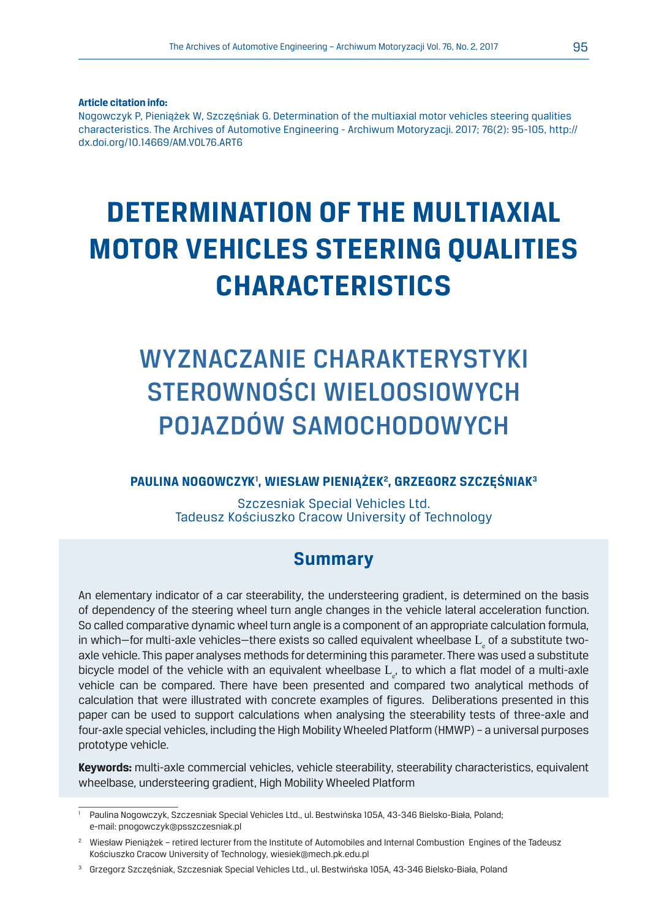**Article citation info:**

Nogowczyk P, Pieniążek W, Szczęśniak G. Determination of the multiaxial motor vehicles steering qualities characteristics. The Archives of Automotive Engineering - Archiwum Motoryzacji. 2017; 76(2): 95-105, http://dx.doi.org/10.14669/AM.VOL76.ART6

# DETERMINATION OF THE MULTIAXIAL MOTOR VEHICLES STEERING QUALITIES CHARACTERISTICS

# WYZNACZANIE CHARAKTERYSTYKI STEROWNOŚCI WIELOOSIOWYCH POJAZDÓW SAMOCHODOWYCH

**PAULINA NOGOWCZYK[1], WIESŁAW PIENIĄŻEK[2], GRZEGORZ SZCZĘŚNIAK[3]**

Szczesniak Special Vehicles Ltd.
Tadeusz Kościuszko Cracow University of Technology

## Summary

An elementary indicator of a car steerability, the understeering gradient, is determined on the basis of dependency of the steering wheel turn angle changes in the vehicle lateral acceleration function. So called comparative dynamic wheel turn angle is a component of an appropriate calculation formula, in which—for multi-axle vehicles—there exists so called equivalent wheelbase $L_e$ of a substitute two-axle vehicle. This paper analyses methods for determining this parameter. There was used a substitute bicycle model of the vehicle with an equivalent wheelbase $L_e$, to which a flat model of a multi-axle vehicle can be compared. There have been presented and compared two analytical methods of calculation that were illustrated with concrete examples of figures. Deliberations presented in this paper can be used to support calculations when analysing the steerability tests of three-axle and four-axle special vehicles, including the High Mobility Wheeled Platform (HMWP) – a universal purposes prototype vehicle.

**Keywords:** multi-axle commercial vehicles, vehicle steerability, steerability characteristics, equivalent wheelbase, understeering gradient, High Mobility Wheeled Platform

---

[1] Paulina Nogowczyk, Szczesniak Special Vehicles Ltd., ul. Bestwińska 105A, 43-346 Bielsko-Biała, Poland; e-mail: pnogowczyk@psszczesniak.pl

[2] Wiesław Pieniążek – retired lecturer from the Institute of Automobiles and Internal Combustion Engines of the Tadeusz Kościuszko Cracow University of Technology, wiesiek@mech.pk.edu.pl

[3] Grzegorz Szczęśniak, Szczesniak Special Vehicles Ltd., ul. Bestwińska 105A, 43-346 Bielsko-Biała, Poland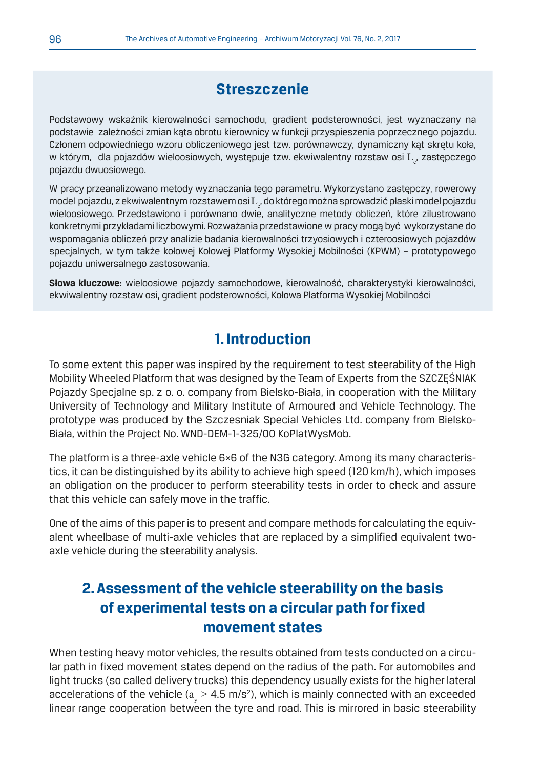## Streszczenie

Podstawowy wskaźnik kierowalności samochodu, gradient podsterowności, jest wyznaczany na podstawie zależności zmian kąta obrotu kierownicy w funkcji przyspieszenia poprzecznego pojazdu. Członem odpowiedniego wzoru obliczeniowego jest tzw. porównawczy, dynamiczny kąt skrętu koła, w którym, dla pojazdów wieloosiowych, występuje tzw. ekwiwalentny rozstaw osi $L_e$, zastępczego pojazdu dwuosiowego.

W pracy przeanalizowano metody wyznaczania tego parametru. Wykorzystano zastępczy, rowerowy model pojazdu, z ekwiwalentnym rozstawem osi $L_e$, do którego można sprowadzić płaski model pojazdu wieloosiowego. Przedstawiono i porównano dwie, analityczne metody obliczeń, które zilustrowano konkretnymi przykładami liczbowymi. Rozważania przedstawione w pracy mogą być wykorzystane do wspomagania obliczeń przy analizie badania kierowalności trzyosiowych i czteroosiowych pojazdów specjalnych, w tym także kołowej Kołowej Platformy Wysokiej Mobilności (KPWM) – prototypowego pojazdu uniwersalnego zastosowania.

**Słowa kluczowe:** wieloosiowe pojazdy samochodowe, kierowalność, charakterystyki kierowalności, ekwiwalentny rozstaw osi, gradient podsterowności, Kołowa Platforma Wysokiej Mobilności

## 1. Introduction

To some extent this paper was inspired by the requirement to test steerability of the High Mobility Wheeled Platform that was designed by the Team of Experts from the SZCZĘŚNIAK Pojazdy Specjalne sp. z o. o. company from Bielsko-Biała, in cooperation with the Military University of Technology and Military Institute of Armoured and Vehicle Technology. The prototype was produced by the Szczesniak Special Vehicles Ltd. company from Bielsko-Biała, within the Project No. WND-DEM-1-325/00 KoPlatWysMob.

The platform is a three-axle vehicle 6×6 of the N3G category. Among its many characteristics, it can be distinguished by its ability to achieve high speed (120 km/h), which imposes an obligation on the producer to perform steerability tests in order to check and assure that this vehicle can safely move in the traffic.

One of the aims of this paper is to present and compare methods for calculating the equivalent wheelbase of multi-axle vehicles that are replaced by a simplified equivalent two-axle vehicle during the steerability analysis.

## 2. Assessment of the vehicle steerability on the basis of experimental tests on a circular path for fixed movement states

When testing heavy motor vehicles, the results obtained from tests conducted on a circular path in fixed movement states depend on the radius of the path. For automobiles and light trucks (so called delivery trucks) this dependency usually exists for the higher lateral accelerations of the vehicle ($a_y > 4.5$ m/s$^2$), which is mainly connected with an exceeded linear range cooperation between the tyre and road. This is mirrored in basic steerability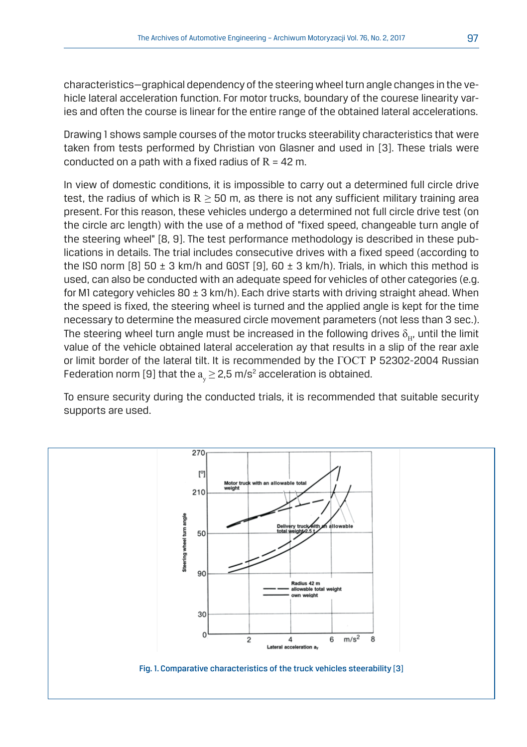characteristics—graphical dependency of the steering wheel turn angle changes in the vehicle lateral acceleration function. For motor trucks, boundary of the courese linearity varies and often the course is linear for the entire range of the obtained lateral accelerations.

Drawing 1 shows sample courses of the motor trucks steerability characteristics that were taken from tests performed by Christian von Glasner and used in [3]. These trials were conducted on a path with a fixed radius of $R = 42$ m.

In view of domestic conditions, it is impossible to carry out a determined full circle drive test, the radius of which is $R \geq 50$ m, as there is not any sufficient military training area present. For this reason, these vehicles undergo a determined not full circle drive test (on the circle arc length) with the use of a method of "fixed speed, changeable turn angle of the steering wheel" [8, 9]. The test performance methodology is described in these publications in details. The trial includes consecutive drives with a fixed speed (according to the ISO norm [8] 50 ± 3 km/h and GOST [9], 60 ± 3 km/h). Trials, in which this method is used, can also be conducted with an adequate speed for vehicles of other categories (e.g. for M1 category vehicles 80 ± 3 km/h). Each drive starts with driving straight ahead. When the speed is fixed, the steering wheel is turned and the applied angle is kept for the time necessary to determine the measured circle movement parameters (not less than 3 sec.). The steering wheel turn angle must be increased in the following drives $\delta_H$, until the limit value of the vehicle obtained lateral acceleration ay that results in a slip of the rear axle or limit border of the lateral tilt. It is recommended by the ГОСТ Р 52302-2004 Russian Federation norm [9] that the $a_y \geq 2{,}5$ m/s$^2$ acceleration is obtained.

To ensure security during the conducted trials, it is recommended that suitable security supports are used.

Fig. 1. Comparative characteristics of the truck vehicles steerability [3]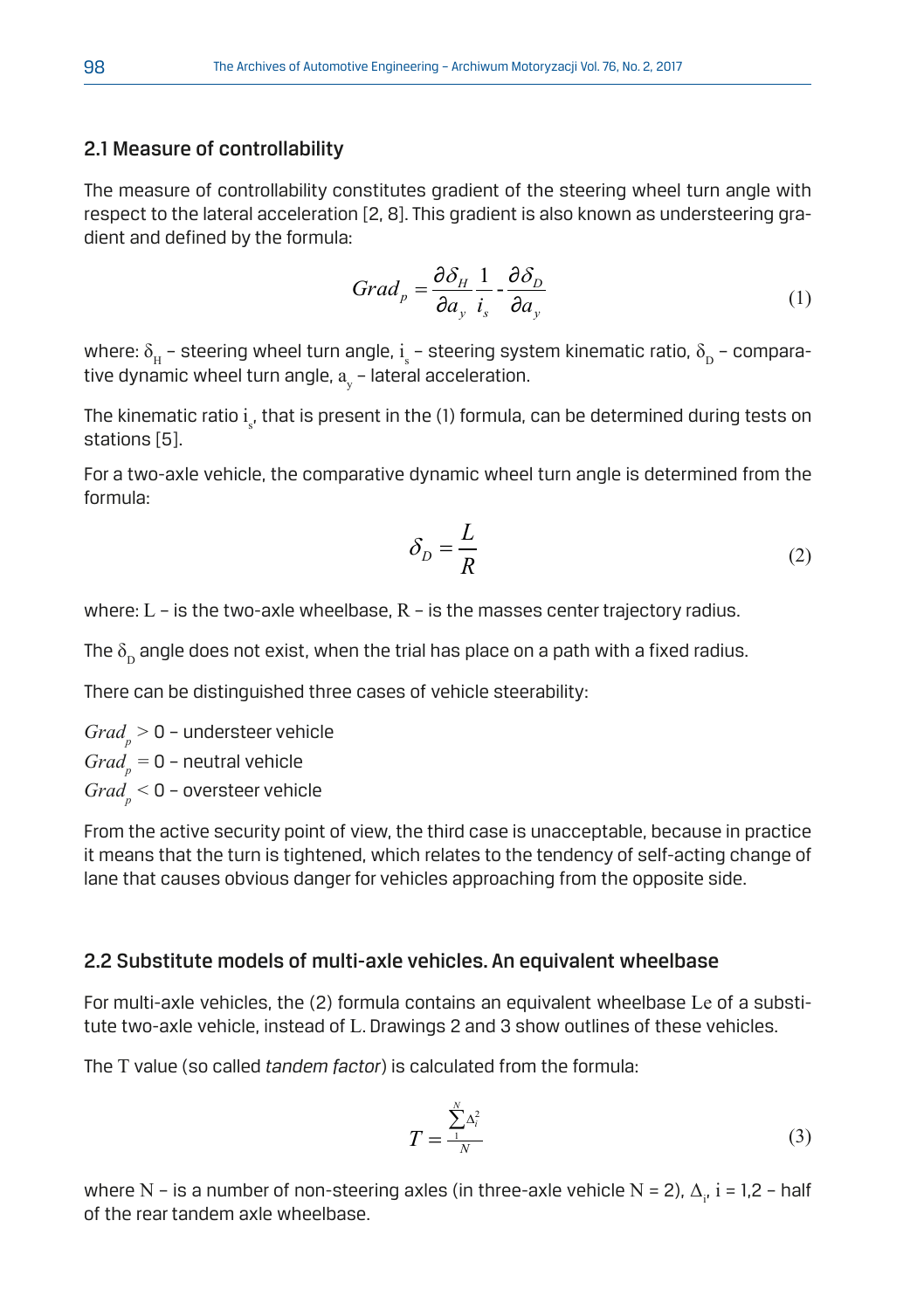## 2.1 Measure of controllability

The measure of controllability constitutes gradient of the steering wheel turn angle with respect to the lateral acceleration [2, 8]. This gradient is also known as understeering gradient and defined by the formula:

$$Grad_p = \frac{\partial \delta_H}{\partial a_y} \frac{1}{i_s} - \frac{\partial \delta_D}{\partial a_y} \tag{1}$$

where: $\delta_H$ – steering wheel turn angle, $i_s$ – steering system kinematic ratio, $\delta_D$ – comparative dynamic wheel turn angle, $a_y$ – lateral acceleration.

The kinematic ratio $i_s$, that is present in the (1) formula, can be determined during tests on stations [5].

For a two-axle vehicle, the comparative dynamic wheel turn angle is determined from the formula:

$$\delta_D = \frac{L}{R} \tag{2}$$

where: $L$ – is the two-axle wheelbase, $R$ – is the masses center trajectory radius.

The $\delta_D$ angle does not exist, when the trial has place on a path with a fixed radius.

There can be distinguished three cases of vehicle steerability:

$Grad_p > 0$ – understeer vehicle
$Grad_p = 0$ – neutral vehicle
$Grad_p < 0$ – oversteer vehicle

From the active security point of view, the third case is unacceptable, because in practice it means that the turn is tightened, which relates to the tendency of self-acting change of lane that causes obvious danger for vehicles approaching from the opposite side.

## 2.2 Substitute models of multi-axle vehicles. An equivalent wheelbase

For multi-axle vehicles, the (2) formula contains an equivalent wheelbase $Le$ of a substitute two-axle vehicle, instead of $L$. Drawings 2 and 3 show outlines of these vehicles.

The $T$ value (so called *tandem factor*) is calculated from the formula:

$$T = \frac{\sum_{1}^{N} \Delta_i^2}{N} \tag{3}$$

where $N$ – is a number of non-steering axles (in three-axle vehicle $N = 2$), $\Delta_i$, $i = 1{,}2$ – half of the rear tandem axle wheelbase.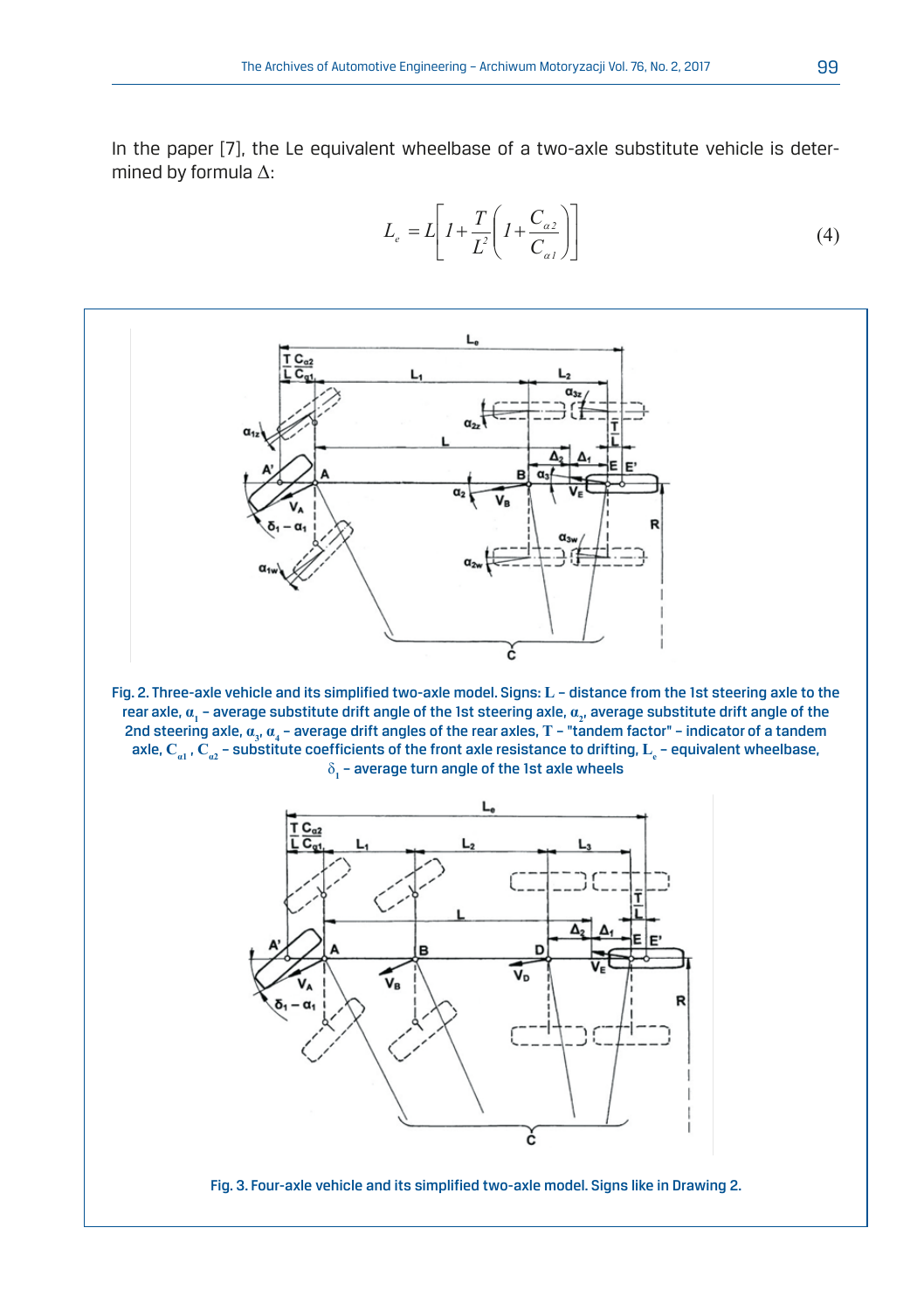In the paper [7], the Le equivalent wheelbase of a two-axle substitute vehicle is determined by formula Δ:

$$L_e = L\left[1 + \frac{T}{L^2}\left(1 + \frac{C_{\alpha 2}}{C_{\alpha 1}}\right)\right] \tag{4}$$

Fig. 2. Three-axle vehicle and its simplified two-axle model. Signs: $L$ – distance from the 1st steering axle to the rear axle, $\alpha_1$ – average substitute drift angle of the 1st steering axle, $\alpha_2$, average substitute drift angle of the 2nd steering axle, $\alpha_3$, $\alpha_4$ – average drift angles of the rear axles, $T$ – "tandem factor" – indicator of a tandem axle, $C_{\alpha 1}$, $C_{\alpha 2}$ – substitute coefficients of the front axle resistance to drifting, $L_e$ – equivalent wheelbase, $\delta_1$ – average turn angle of the 1st axle wheels

Fig. 3. Four-axle vehicle and its simplified two-axle model. Signs like in Drawing 2.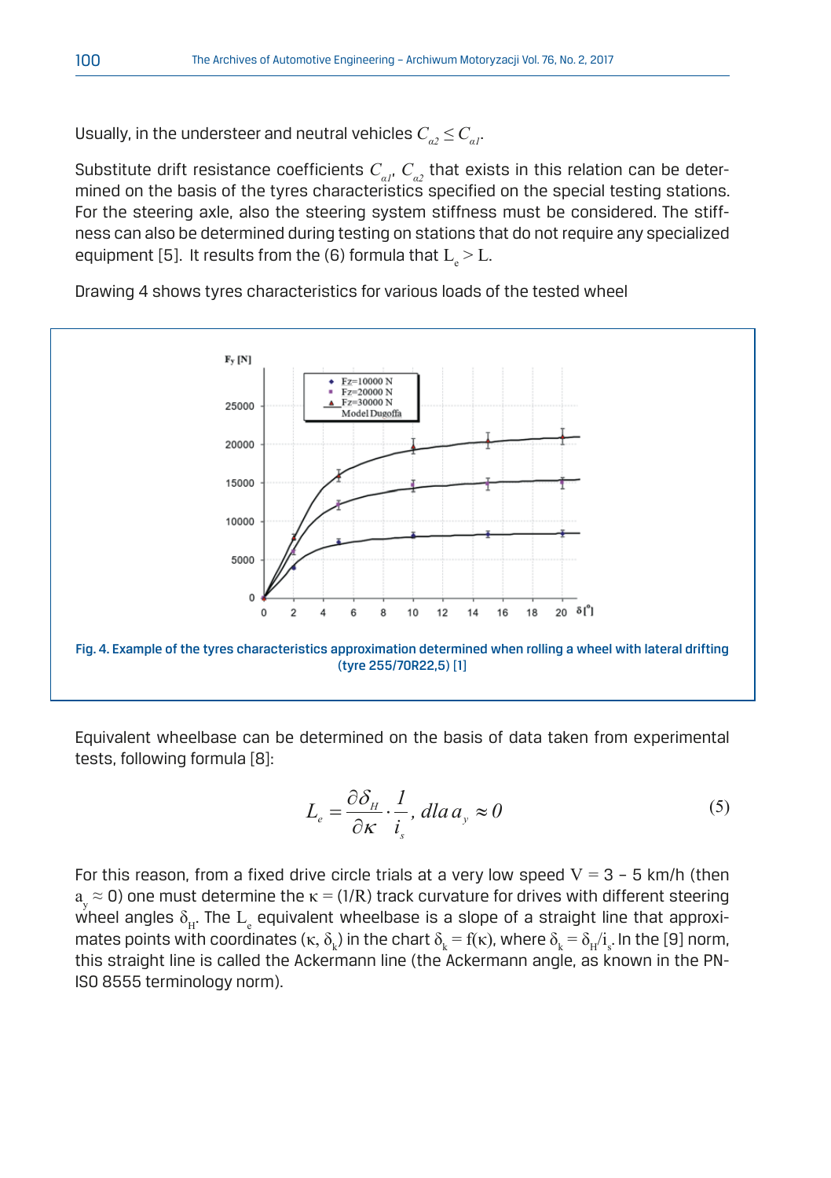Usually, in the understeer and neutral vehicles $C_{\alpha 2} \leq C_{\alpha 1}$.

Substitute drift resistance coefficients $C_{\alpha 1}$, $C_{\alpha 2}$ that exists in this relation can be determined on the basis of the tyres characteristics specified on the special testing stations. For the steering axle, also the steering system stiffness must be considered. The stiffness can also be determined during testing on stations that do not require any specialized equipment [5]. It results from the (6) formula that $L_e > L$.

Drawing 4 shows tyres characteristics for various loads of the tested wheel

Fig. 4. Example of the tyres characteristics approximation determined when rolling a wheel with lateral drifting (tyre 255/70R22,5) [1]

Equivalent wheelbase can be determined on the basis of data taken from experimental tests, following formula [8]:

$$L_e = \frac{\partial \delta_H}{\partial \kappa} \cdot \frac{1}{i_s}, \; dla \; a_y \approx 0 \tag{5}$$

For this reason, from a fixed drive circle trials at a very low speed V = 3 – 5 km/h (then $a_y \approx 0$) one must determine the $\kappa = (1/R)$ track curvature for drives with different steering wheel angles $\delta_H$. The $L_e$ equivalent wheelbase is a slope of a straight line that approximates points with coordinates $(\kappa, \delta_k)$ in the chart $\delta_k = f(\kappa)$, where $\delta_k = \delta_H / i_s$. In the [9] norm, this straight line is called the Ackermann line (the Ackermann angle, as known in the PN-ISO 8555 terminology norm).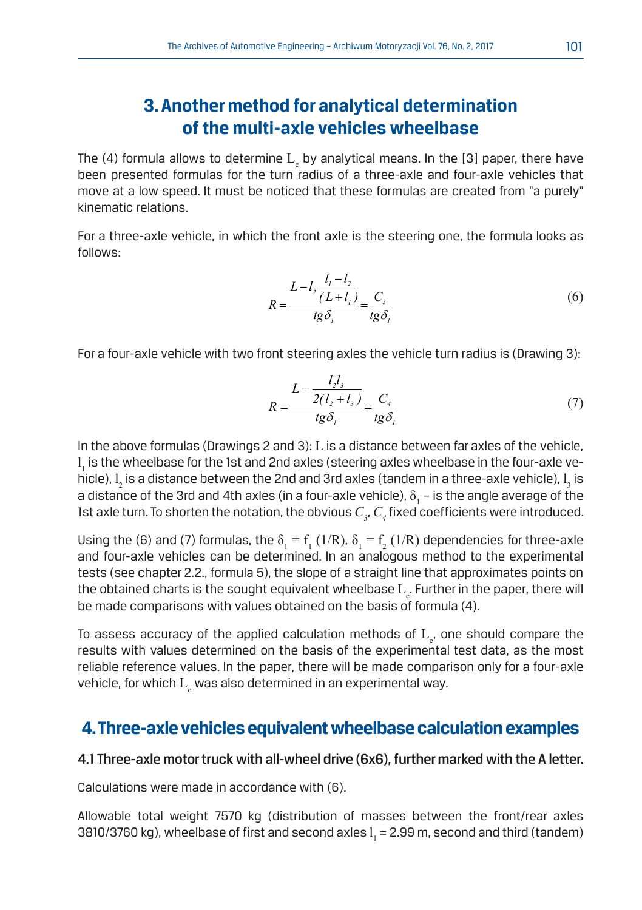## 3. Another method for analytical determination of the multi-axle vehicles wheelbase

The (4) formula allows to determine $L_e$ by analytical means. In the [3] paper, there have been presented formulas for the turn radius of a three-axle and four-axle vehicles that move at a low speed. It must be noticed that these formulas are created from "a purely" kinematic relations.

For a three-axle vehicle, in which the front axle is the steering one, the formula looks as follows:

$$R = \frac{L - l_2 \dfrac{l_1 - l_2}{(L + l_1)}}{tg\delta_1} = \frac{C_3}{tg\delta_1} \tag{6}$$

For a four-axle vehicle with two front steering axles the vehicle turn radius is (Drawing 3):

$$R = \frac{L - \dfrac{l_2 l_3}{2(l_2 + l_3)}}{tg\delta_1} = \frac{C_4}{tg\delta_1} \tag{7}$$

In the above formulas (Drawings 2 and 3): $L$ is a distance between far axles of the vehicle, $l_1$ is the wheelbase for the 1st and 2nd axles (steering axles wheelbase in the four-axle vehicle), $l_2$ is a distance between the 2nd and 3rd axles (tandem in a three-axle vehicle), $l_3$ is a distance of the 3rd and 4th axles (in a four-axle vehicle), $\delta_1$ – is the angle average of the 1st axle turn. To shorten the notation, the obvious $C_3$, $C_4$ fixed coefficients were introduced.

Using the (6) and (7) formulas, the $\delta_1 = f_1\,(1/R)$, $\delta_1 = f_2\,(1/R)$ dependencies for three-axle and four-axle vehicles can be determined. In an analogous method to the experimental tests (see chapter 2.2., formula 5), the slope of a straight line that approximates points on the obtained charts is the sought equivalent wheelbase $L_e$. Further in the paper, there will be made comparisons with values obtained on the basis of formula (4).

To assess accuracy of the applied calculation methods of $L_e$, one should compare the results with values determined on the basis of the experimental test data, as the most reliable reference values. In the paper, there will be made comparison only for a four-axle vehicle, for which $L_e$ was also determined in an experimental way.

## 4. Three-axle vehicles equivalent wheelbase calculation examples

### 4.1 Three-axle motor truck with all-wheel drive (6x6), further marked with the A letter.

Calculations were made in accordance with (6).

Allowable total weight 7570 kg (distribution of masses between the front/rear axles 3810/3760 kg), wheelbase of first and second axles $l_1$ = 2.99 m, second and third (tandem)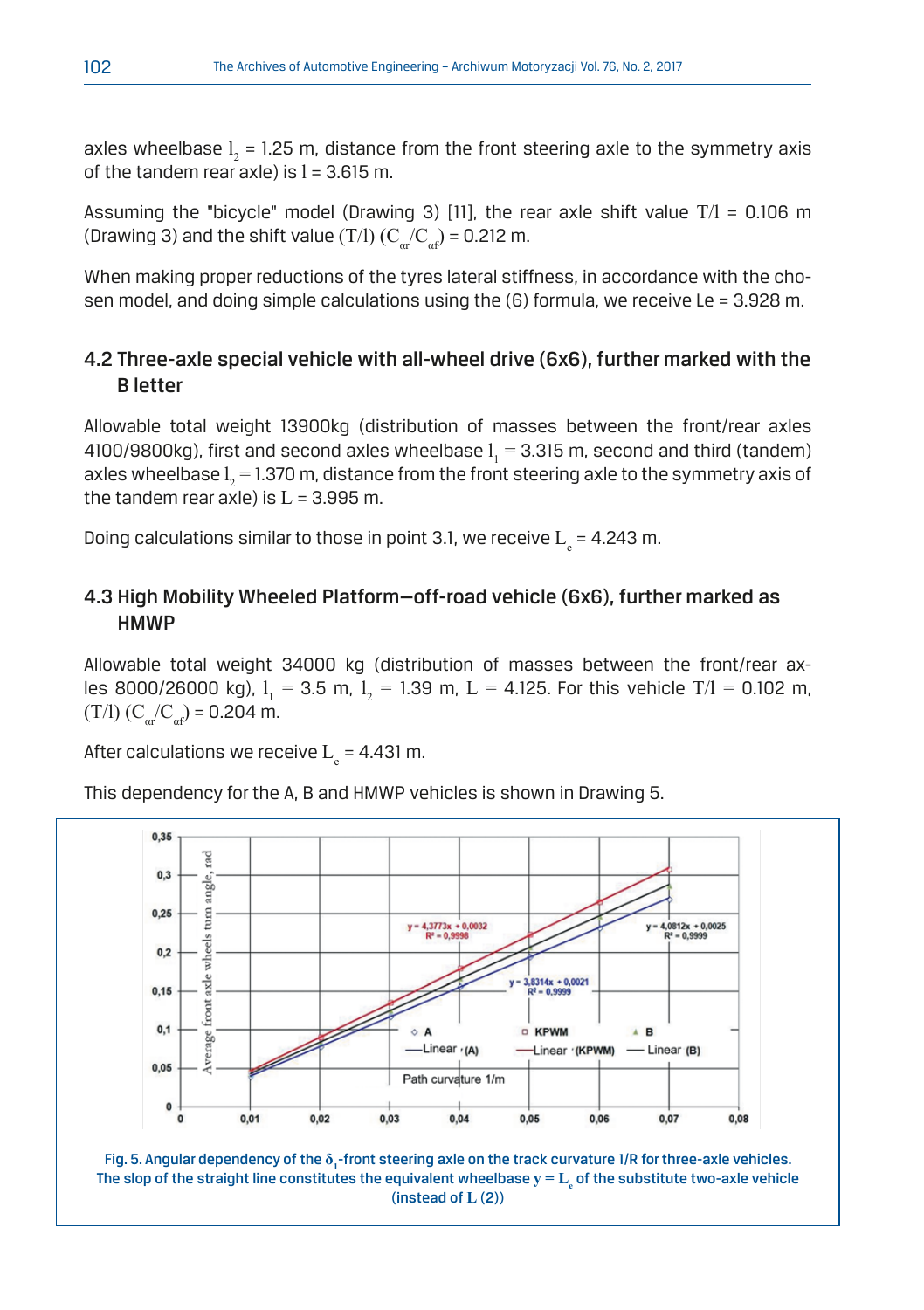axles wheelbase $l_2$ = 1.25 m, distance from the front steering axle to the symmetry axis of the tandem rear axle) is $l$ = 3.615 m.

Assuming the "bicycle" model (Drawing 3) [11], the rear axle shift value $T/l$ = 0.106 m (Drawing 3) and the shift value $(T/l)\,(C_{\alpha r}/C_{\alpha f})$ = 0.212 m.

When making proper reductions of the tyres lateral stiffness, in accordance with the chosen model, and doing simple calculations using the (6) formula, we receive Le = 3.928 m.

## 4.2 Three-axle special vehicle with all-wheel drive (6x6), further marked with the B letter

Allowable total weight 13900kg (distribution of masses between the front/rear axles 4100/9800kg), first and second axles wheelbase $l_1$ = 3.315 m, second and third (tandem) axles wheelbase $l_2$ = 1.370 m, distance from the front steering axle to the symmetry axis of the tandem rear axle) is $L$ = 3.995 m.

Doing calculations similar to those in point 3.1, we receive $L_e$ = 4.243 m.

## 4.3 High Mobility Wheeled Platform—off-road vehicle (6x6), further marked as HMWP

Allowable total weight 34000 kg (distribution of masses between the front/rear axles 8000/26000 kg), $l_1$ = 3.5 m, $l_2$ = 1.39 m, $L$ = 4.125. For this vehicle $T/l$ = 0.102 m, $(T/l)\,(C_{\alpha r}/C_{\alpha f})$ = 0.204 m.

After calculations we receive $L_e$ = 4.431 m.

This dependency for the A, B and HMWP vehicles is shown in Drawing 5.

Fig. 5. Angular dependency of the $\delta_1$-front steering axle on the track curvature 1/R for three-axle vehicles. The slop of the straight line constitutes the equivalent wheelbase $y = L_e$ of the substitute two-axle vehicle (instead of $L$ (2))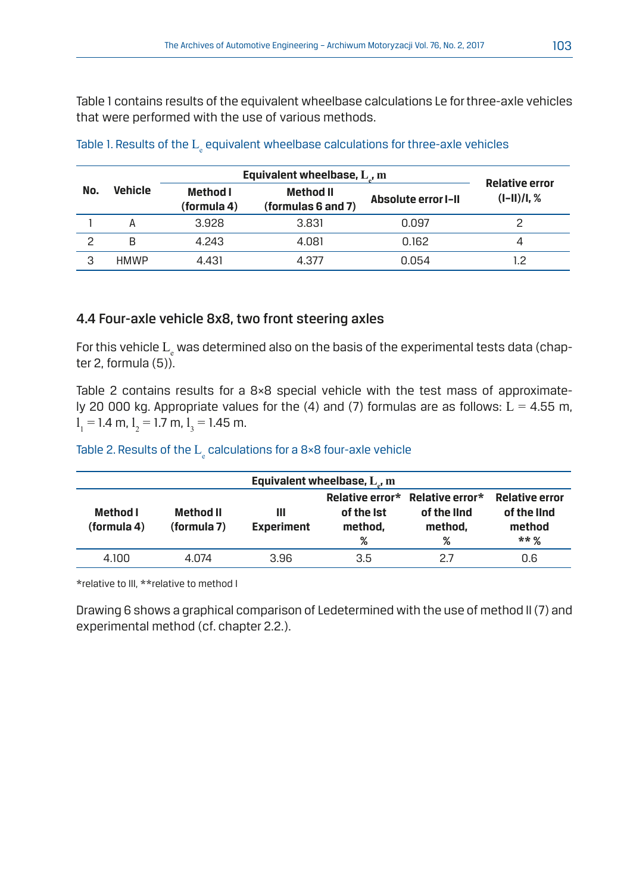Table 1 contains results of the equivalent wheelbase calculations Le for three-axle vehicles that were performed with the use of various methods.

Table 1. Results of the $L_e$ equivalent wheelbase calculations for three-axle vehicles

| No. | Vehicle | Equivalent wheelbase, $L_e$, m | | | Relative error (I–II)/I, % |
|---|---|---|---|---|---|
| | | Method I (formula 4) | Method II (formulas 6 and 7) | Absolute error I–II | |
| 1 | A | 3.928 | 3.831 | 0.097 | 2 |
| 2 | B | 4.243 | 4.081 | 0.162 | 4 |
| 3 | HMWP | 4.431 | 4.377 | 0.054 | 1.2 |

### 4.4 Four-axle vehicle 8x8, two front steering axles

For this vehicle $L_e$ was determined also on the basis of the experimental tests data (chapter 2, formula (5)).

Table 2 contains results for a 8×8 special vehicle with the test mass of approximately 20 000 kg. Appropriate values for the (4) and (7) formulas are as follows: $L = 4.55$ m, $l_1 = 1.4$ m, $l_2 = 1.7$ m, $l_3 = 1.45$ m.

Table 2. Results of the $L_e$ calculations for a 8×8 four-axle vehicle

| Equivalent wheelbase, $L_e$, m | | | | | |
|---|---|---|---|---|---|
| Method I (formula 4) | Method II (formula 7) | III Experiment | Relative error* of the Ist method, % | Relative error* of the IInd method, % | Relative error of the IInd method ** % |
| 4.100 | 4.074 | 3.96 | 3.5 | 2.7 | 0.6 |

*relative to III, **relative to method I

Drawing 6 shows a graphical comparison of Ledetermined with the use of method II (7) and experimental method (cf. chapter 2.2.).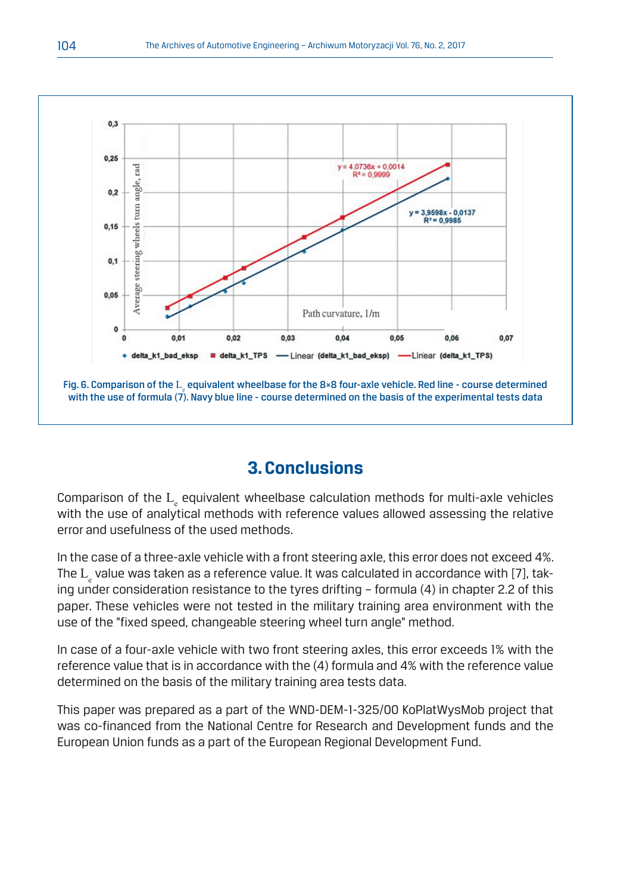Fig. 6. Comparison of the $L_e$ equivalent wheelbase for the 8×8 four-axle vehicle. Red line - course determined with the use of formula (7). Navy blue line - course determined on the basis of the experimental tests data

## 3. Conclusions

Comparison of the $L_e$ equivalent wheelbase calculation methods for multi-axle vehicles with the use of analytical methods with reference values allowed assessing the relative error and usefulness of the used methods.

In the case of a three-axle vehicle with a front steering axle, this error does not exceed 4%. The $L_e$ value was taken as a reference value. It was calculated in accordance with [7], taking under consideration resistance to the tyres drifting – formula (4) in chapter 2.2 of this paper. These vehicles were not tested in the military training area environment with the use of the "fixed speed, changeable steering wheel turn angle" method.

In case of a four-axle vehicle with two front steering axles, this error exceeds 1% with the reference value that is in accordance with the (4) formula and 4% with the reference value determined on the basis of the military training area tests data.

This paper was prepared as a part of the WND-DEM-1-325/00 KoPlatWysMob project that was co-financed from the National Centre for Research and Development funds and the European Union funds as a part of the European Regional Development Fund.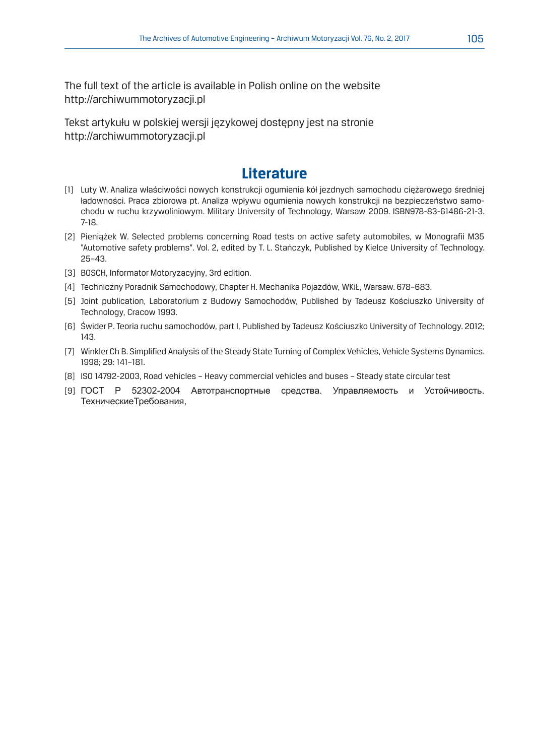The full text of the article is available in Polish online on the website http://archiwummotoryzacji.pl

Tekst artykułu w polskiej wersji językowej dostępny jest na stronie http://archiwummotoryzacji.pl

## Literature

[1] Luty W. Analiza właściwości nowych konstrukcji ogumienia kół jezdnych samochodu ciężarowego średniej ładowności. Praca zbiorowa pt. Analiza wpływu ogumienia nowych konstrukcji na bezpieczeństwo samochodu w ruchu krzywoliniowym. Military University of Technology, Warsaw 2009. ISBN978-83-61486-21-3. 7-18.

[2] Pieniążek W. Selected problems concerning Road tests on active safety automobiles, w Monografii M35 "Automotive safety problems". Vol. 2, edited by T. L. Stańczyk, Published by Kielce University of Technology. 25–43.

[3] BOSCH, Informator Motoryzacyjny, 3rd edition.

[4] Techniczny Poradnik Samochodowy, Chapter H. Mechanika Pojazdów, WKiŁ, Warsaw. 678–683.

[5] Joint publication, Laboratorium z Budowy Samochodów, Published by Tadeusz Kościuszko University of Technology, Cracow 1993.

[6] Świder P. Teoria ruchu samochodów, part I, Published by Tadeusz Kościuszko University of Technology. 2012; 143.

[7] Winkler Ch B. Simplified Analysis of the Steady State Turning of Complex Vehicles, Vehicle Systems Dynamics. 1998; 29: 141–181.

[8] ISO 14792-2003, Road vehicles – Heavy commercial vehicles and buses – Steady state circular test

[9] ГОСТ Р 52302-2004 Автотранспортные средства. Управляемость и Устойчивость. ТехническиеТребования,